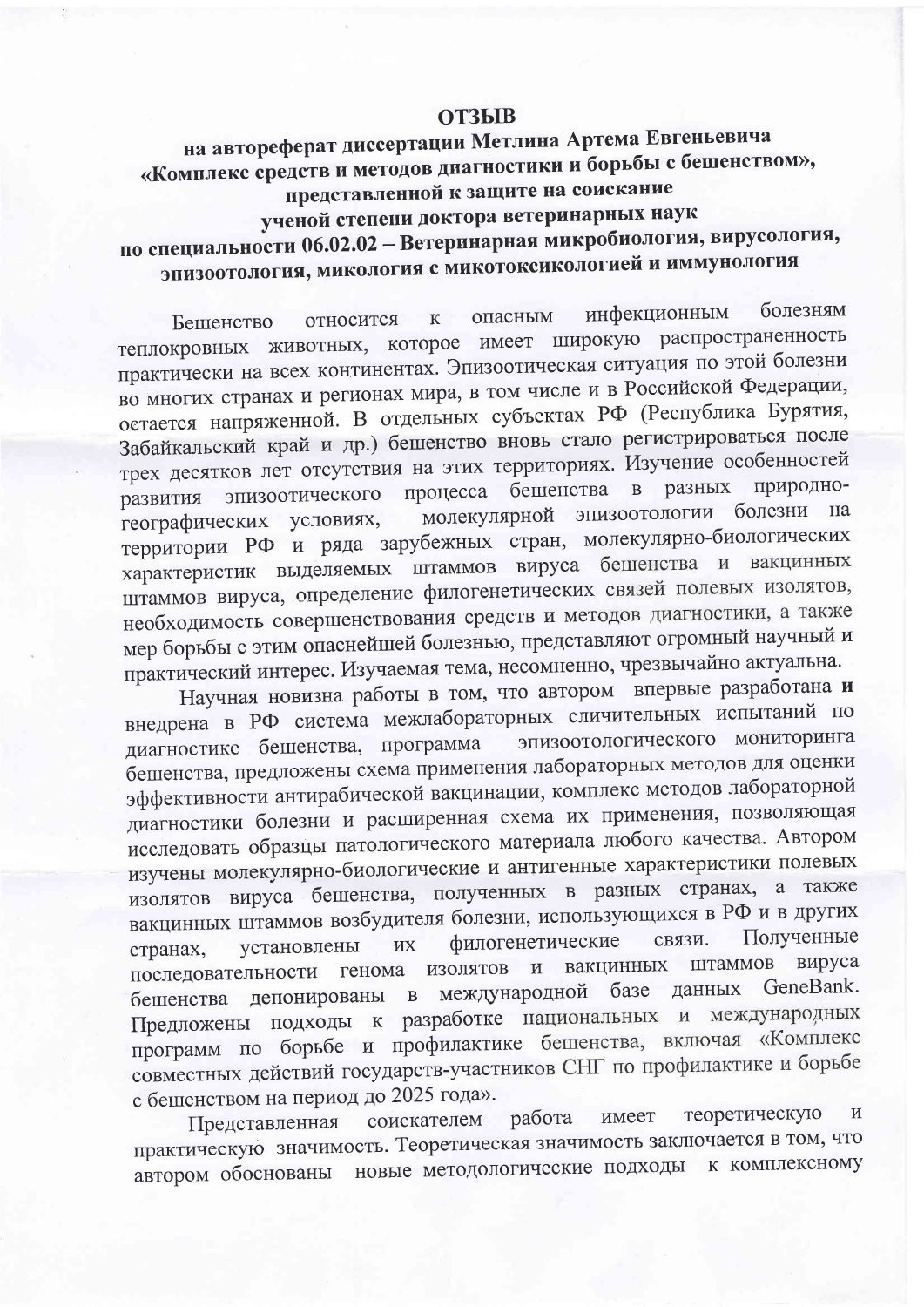# ОТЗЫВ

## на автореферат диссертации Метлина Артема Евгеньевича «Комплекс средств и методов диагностики и борьбы с бешенством», представленной к защите на соискание ученой степени доктора ветеринарных наук по специальности 06.02.02 – Ветеринарная микробиология, вирусология, эпизоотология, микология с микотоксикологией и иммунология

Бешенство относится к опасным инфекционным болезням теплокровных животных, которое имеет широкую распространенность практически на всех континентах. Эпизоотическая ситуация по этой болезни во многих странах и регионах мира, в том числе и в Российской Федерации, остается напряженной. В отдельных субъектах РФ (Республика Бурятия, Забайкальский край и др.) бешенство вновь стало регистрироваться после трех десятков лет отсутствия на этих территориях. Изучение особенностей развития эпизоотического процесса бешенства в разных природно-географических условиях, молекулярной эпизоотологии болезни на территории РФ и ряда зарубежных стран, молекулярно-биологических характеристик выделяемых штаммов вируса бешенства и вакцинных штаммов вируса, определение филогенетических связей полевых изолятов, необходимость совершенствования средств и методов диагностики, а также мер борьбы с этим опаснейшей болезнью, представляют огромный научный и практический интерес. Изучаемая тема, несомненно, чрезвычайно актуальна.

Научная новизна работы в том, что автором впервые разработана **и** внедрена в РФ система межлабораторных сличительных испытаний по диагностике бешенства, программа эпизоотологического мониторинга бешенства, предложены схема применения лабораторных методов для оценки эффективности антирабической вакцинации, комплекс методов лабораторной диагностики болезни и расширенная схема их применения, позволяющая исследовать образцы патологического материала любого качества. Автором изучены молекулярно-биологические и антигенные характеристики полевых изолятов вируса бешенства, полученных в разных странах, а также вакцинных штаммов возбудителя болезни, использующихся в РФ и в других странах, установлены их филогенетические связи. Полученные последовательности генома изолятов и вакцинных штаммов вируса бешенства депонированы в международной базе данных GeneBank. Предложены подходы к разработке национальных и международных программ по борьбе и профилактике бешенства, включая «Комплекс совместных действий государств-участников СНГ по профилактике и борьбе с бешенством на период до 2025 года».

Представленная соискателем работа имеет теоретическую и практическую значимость. Теоретическая значимость заключается в том, что автором обоснованы новые методологические подходы к комплексному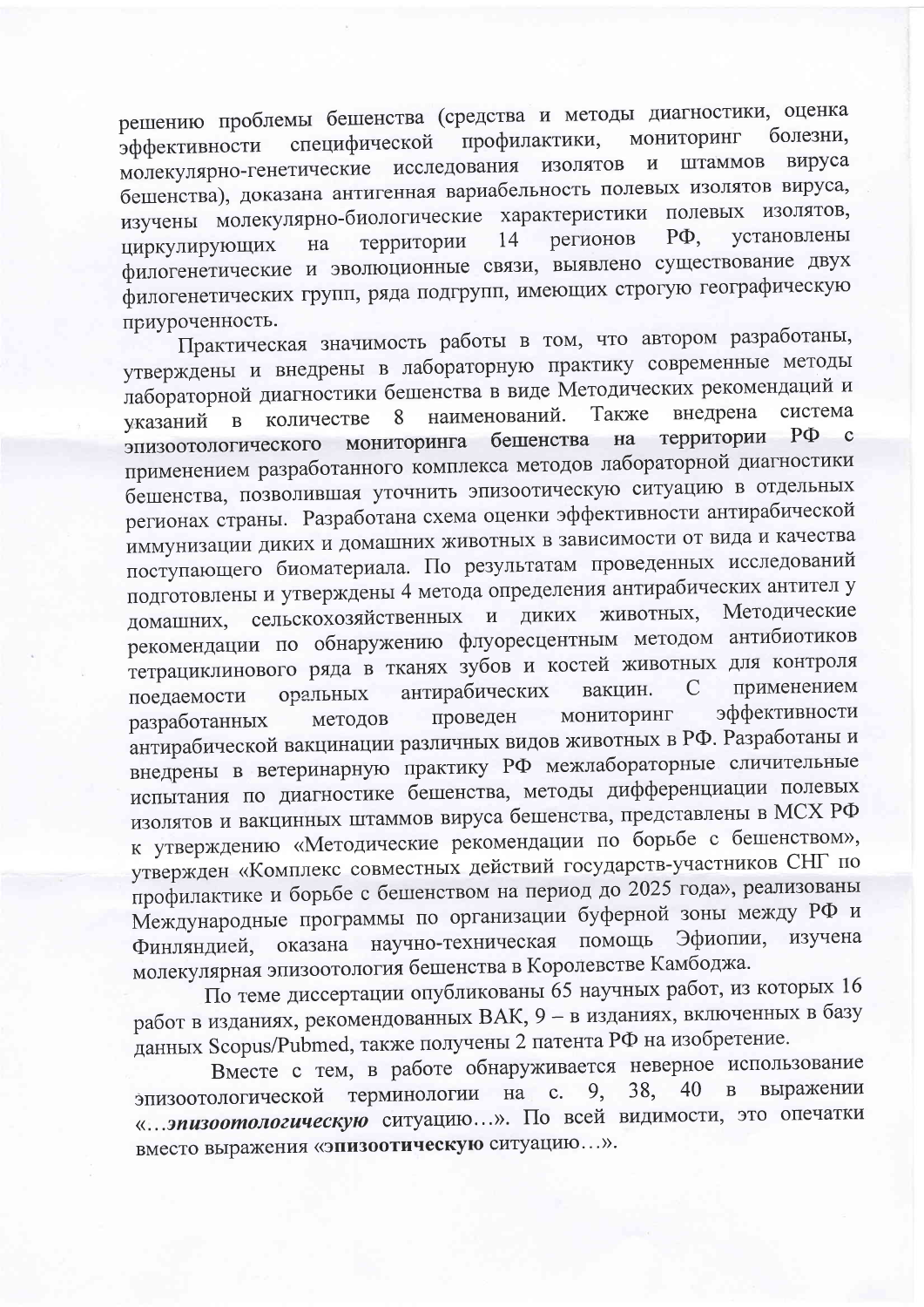решению проблемы бешенства (средства и методы диагностики, оценка эффективности специфической профилактики, мониторинг болезни, молекулярно-генетические исследования изолятов и штаммов вируса бешенства), доказана антигенная вариабельность полевых изолятов вируса, изучены молекулярно-биологические характеристики полевых изолятов, циркулирующих на территории 14 регионов РФ, установлены филогенетические и эволюционные связи, выявлено существование двух филогенетических групп, ряда подгрупп, имеющих строгую географическую приуроченность.

Практическая значимость работы в том, что автором разработаны, утверждены и внедрены в лабораторную практику современные методы лабораторной диагностики бешенства в виде Методических рекомендаций и указаний в количестве 8 наименований. Также внедрена система эпизоотологического мониторинга бешенства на территории РФ с применением разработанного комплекса методов лабораторной диагностики бешенства, позволившая уточнить эпизоотическую ситуацию в отдельных регионах страны. Разработана схема оценки эффективности антирабической иммунизации диких и домашних животных в зависимости от вида и качества поступающего биоматериала. По результатам проведенных исследований подготовлены и утверждены 4 метода определения антирабических антител у домашних, сельскохозяйственных и диких животных, Методические рекомендации по обнаружению флуоресцентным методом антибиотиков тетрациклинового ряда в тканях зубов и костей животных для контроля поедаемости оральных антирабических вакцин. С применением разработанных методов проведен мониторинг эффективности антирабической вакцинации различных видов животных в РФ. Разработаны и внедрены в ветеринарную практику РФ межлабораторные сличительные испытания по диагностике бешенства, методы дифференциации полевых изолятов и вакцинных штаммов вируса бешенства, представлены в МСХ РФ к утверждению «Методические рекомендации по борьбе с бешенством», утвержден «Комплекс совместных действий государств-участников СНГ по профилактике и борьбе с бешенством на период до 2025 года», реализованы Международные программы по организации буферной зоны между РФ и Финляндией, оказана научно-техническая помощь Эфиопии, изучена молекулярная эпизоотология бешенства в Королевстве Камбоджа.

По теме диссертации опубликованы 65 научных работ, из которых 16 работ в изданиях, рекомендованных ВАК, 9 – в изданиях, включенных в базу данных Scopus/Pubmed, также получены 2 патента РФ на изобретение.

Вместе с тем, в работе обнаруживается неверное использование эпизоотологической терминологии на с. 9, 38, 40 в выражении «...***эпизоотологическую*** ситуацию...». По всей видимости, это опечатки вместо выражения «**эпизоотическую** ситуацию...».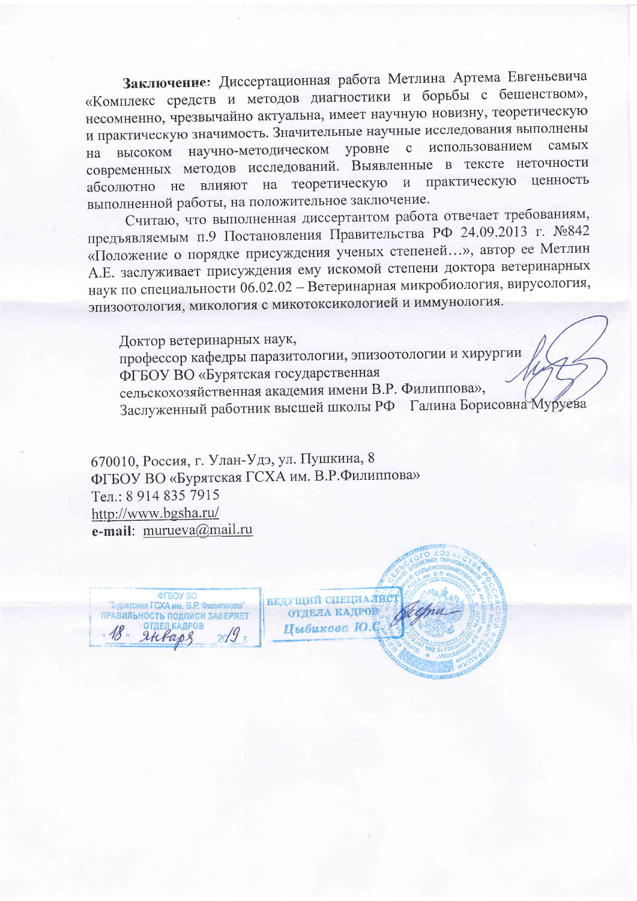**Заключение:** Диссертационная работа Метлина Артема Евгеньевича «Комплекс средств и методов диагностики и борьбы с бешенством», несомненно, чрезвычайно актуальна, имеет научную новизну, теоретическую и практическую значимость. Значительные научные исследования выполнены на высоком научно-методическом уровне с использованием самых современных методов исследований. Выявленные в тексте неточности абсолютно не влияют на теоретическую и практическую ценность выполненной работы, на положительное заключение.

Считаю, что выполненная диссертантом работа отвечает требованиям, предъявляемым п.9 Постановления Правительства РФ 24.09.2013 г. №842 «Положение о порядке присуждения ученых степеней…», автор ее Метлин А.Е. заслуживает присуждения ему искомой степени доктора ветеринарных наук по специальности 06.02.02 – Ветеринарная микробиология, вирусология, эпизоотология, микология с микотоксикологией и иммунология.

Доктор ветеринарных наук,
профессор кафедры паразитологии, эпизоотологии и хирургии
ФГБОУ ВО «Бурятская государственная
сельскохозяйственная академия имени В.Р. Филиппова»,
Заслуженный работник высшей школы РФ Галина Борисовна Муруева

670010, Россия, г. Улан-Удэ, ул. Пушкина, 8
ФГБОУ ВО «Бурятская ГСХА им. В.Р.Филиппова»
Тел.: 8 914 835 7915
http://www.bgsha.ru/
**e-mail:** murueva@mail.ru

ФГБОУ ВО
"Бурятская ГСХА им. В.Р. Филиппова"
ПРАВИЛЬНОСТЬ ПОДПИСИ ЗАВЕРЯЕТ
ОТДЕЛ КАДРОВ
«18» января 2019 г.

ВЕДУЩИЙ СПЕЦИАЛИСТ
ОТДЕЛА КАДРОВ
Цыбикова Ю.С.